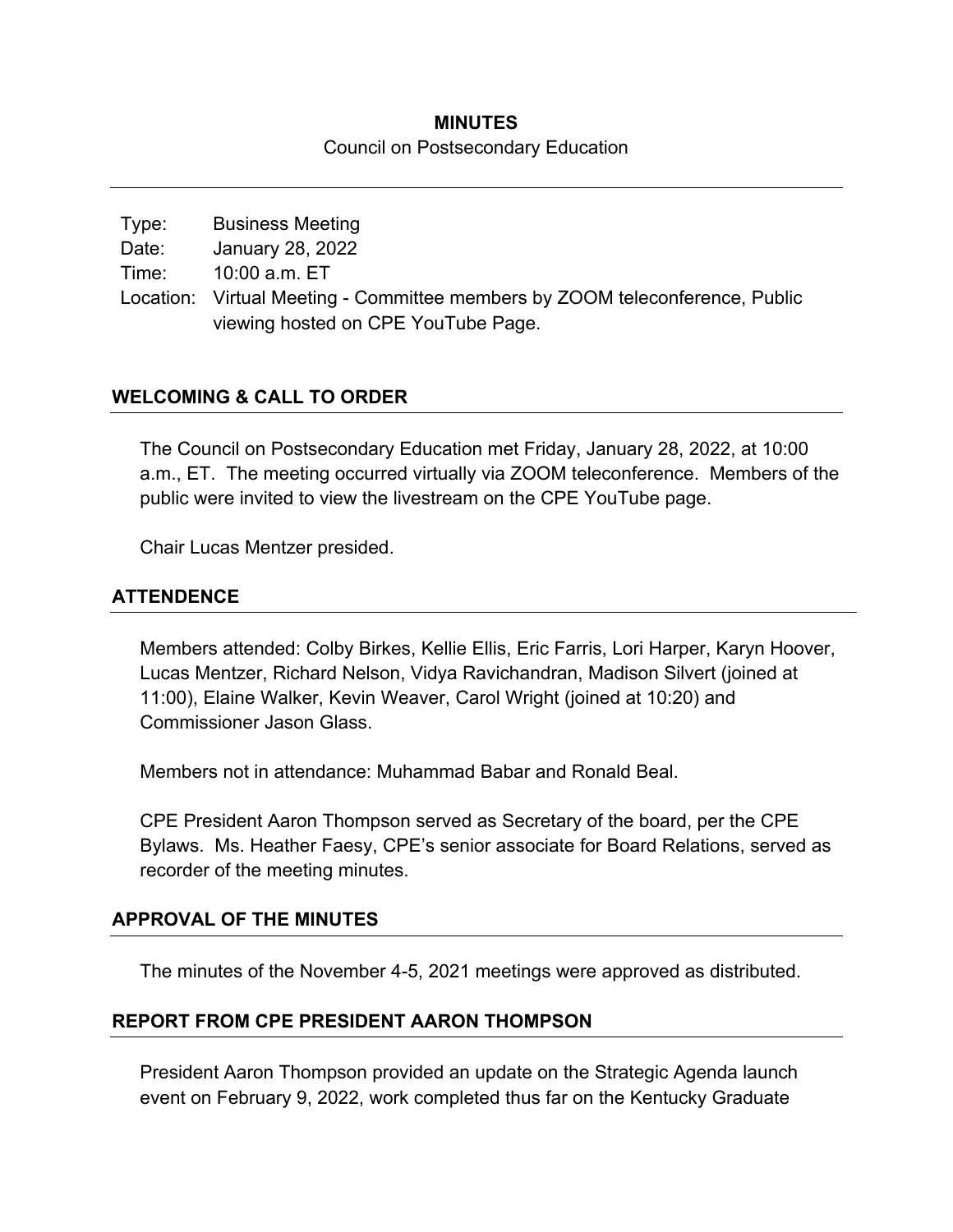**MINUTES**

Council on Postsecondary Education

---

| | |
|---|---|
| Type: | Business Meeting |
| Date: | January 28, 2022 |
| Time: | 10:00 a.m. ET |
| Location: | Virtual Meeting - Committee members by ZOOM teleconference, Public viewing hosted on CPE YouTube Page. |

## WELCOMING & CALL TO ORDER

The Council on Postsecondary Education met Friday, January 28, 2022, at 10:00 a.m., ET. The meeting occurred virtually via ZOOM teleconference. Members of the public were invited to view the livestream on the CPE YouTube page.

Chair Lucas Mentzer presided.

## ATTENDENCE

Members attended: Colby Birkes, Kellie Ellis, Eric Farris, Lori Harper, Karyn Hoover, Lucas Mentzer, Richard Nelson, Vidya Ravichandran, Madison Silvert (joined at 11:00), Elaine Walker, Kevin Weaver, Carol Wright (joined at 10:20) and Commissioner Jason Glass.

Members not in attendance: Muhammad Babar and Ronald Beal.

CPE President Aaron Thompson served as Secretary of the board, per the CPE Bylaws. Ms. Heather Faesy, CPE's senior associate for Board Relations, served as recorder of the meeting minutes.

## APPROVAL OF THE MINUTES

The minutes of the November 4-5, 2021 meetings were approved as distributed.

## REPORT FROM CPE PRESIDENT AARON THOMPSON

President Aaron Thompson provided an update on the Strategic Agenda launch event on February 9, 2022, work completed thus far on the Kentucky Graduate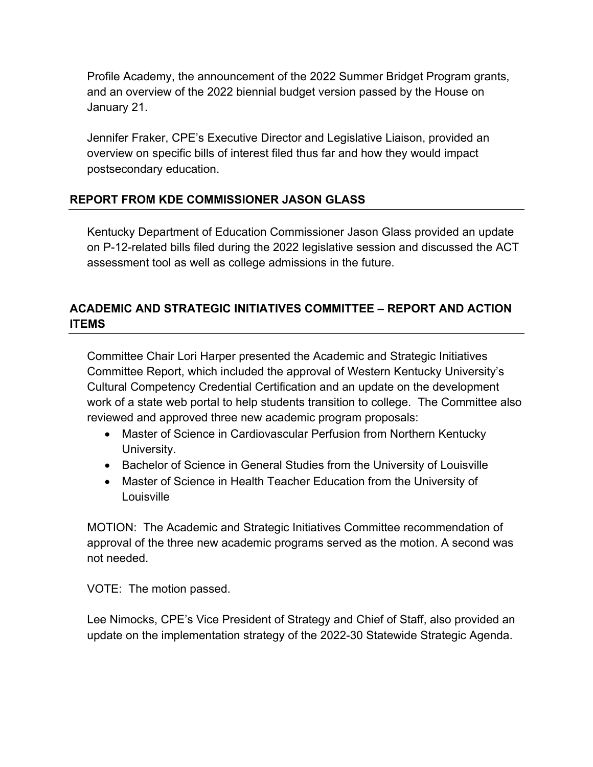Profile Academy, the announcement of the 2022 Summer Bridget Program grants, and an overview of the 2022 biennial budget version passed by the House on January 21.

Jennifer Fraker, CPE's Executive Director and Legislative Liaison, provided an overview on specific bills of interest filed thus far and how they would impact postsecondary education.

## REPORT FROM KDE COMMISSIONER JASON GLASS

Kentucky Department of Education Commissioner Jason Glass provided an update on P-12-related bills filed during the 2022 legislative session and discussed the ACT assessment tool as well as college admissions in the future.

## ACADEMIC AND STRATEGIC INITIATIVES COMMITTEE – REPORT AND ACTION ITEMS

Committee Chair Lori Harper presented the Academic and Strategic Initiatives Committee Report, which included the approval of Western Kentucky University's Cultural Competency Credential Certification and an update on the development work of a state web portal to help students transition to college. The Committee also reviewed and approved three new academic program proposals:

- Master of Science in Cardiovascular Perfusion from Northern Kentucky University.
- Bachelor of Science in General Studies from the University of Louisville
- Master of Science in Health Teacher Education from the University of Louisville

MOTION: The Academic and Strategic Initiatives Committee recommendation of approval of the three new academic programs served as the motion. A second was not needed.

VOTE: The motion passed.

Lee Nimocks, CPE's Vice President of Strategy and Chief of Staff, also provided an update on the implementation strategy of the 2022-30 Statewide Strategic Agenda.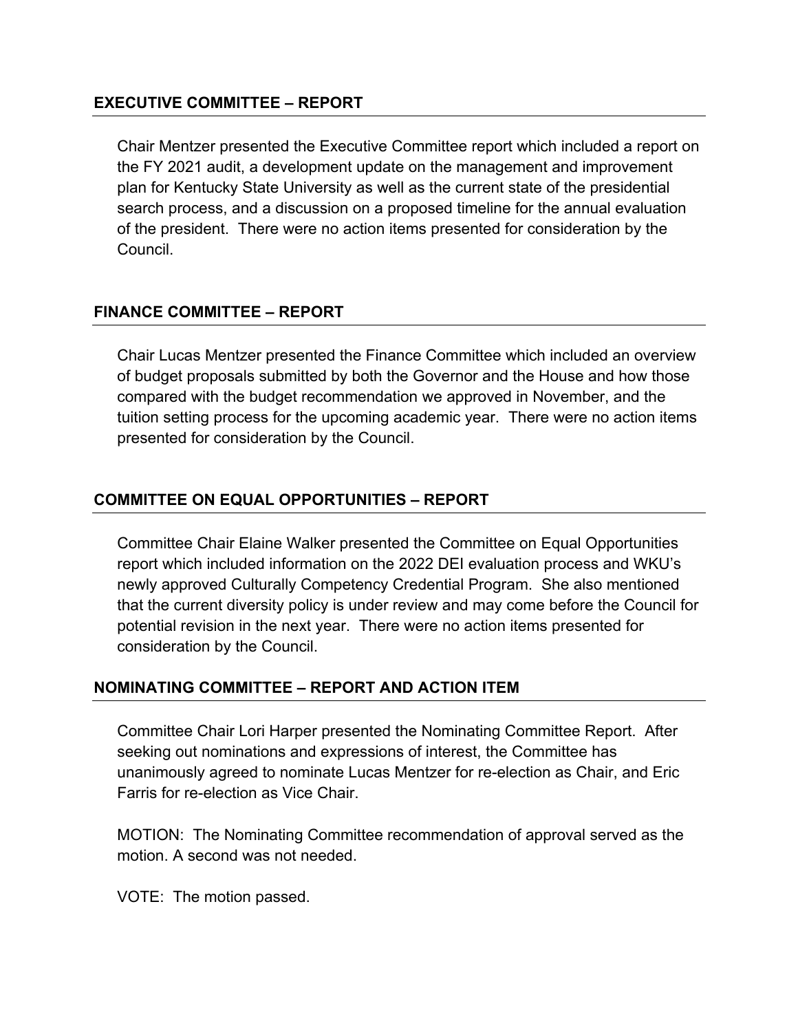## EXECUTIVE COMMITTEE – REPORT

Chair Mentzer presented the Executive Committee report which included a report on the FY 2021 audit, a development update on the management and improvement plan for Kentucky State University as well as the current state of the presidential search process, and a discussion on a proposed timeline for the annual evaluation of the president. There were no action items presented for consideration by the Council.

## FINANCE COMMITTEE – REPORT

Chair Lucas Mentzer presented the Finance Committee which included an overview of budget proposals submitted by both the Governor and the House and how those compared with the budget recommendation we approved in November, and the tuition setting process for the upcoming academic year. There were no action items presented for consideration by the Council.

## COMMITTEE ON EQUAL OPPORTUNITIES – REPORT

Committee Chair Elaine Walker presented the Committee on Equal Opportunities report which included information on the 2022 DEI evaluation process and WKU's newly approved Culturally Competency Credential Program. She also mentioned that the current diversity policy is under review and may come before the Council for potential revision in the next year. There were no action items presented for consideration by the Council.

## NOMINATING COMMITTEE – REPORT AND ACTION ITEM

Committee Chair Lori Harper presented the Nominating Committee Report. After seeking out nominations and expressions of interest, the Committee has unanimously agreed to nominate Lucas Mentzer for re-election as Chair, and Eric Farris for re-election as Vice Chair.

MOTION: The Nominating Committee recommendation of approval served as the motion. A second was not needed.

VOTE: The motion passed.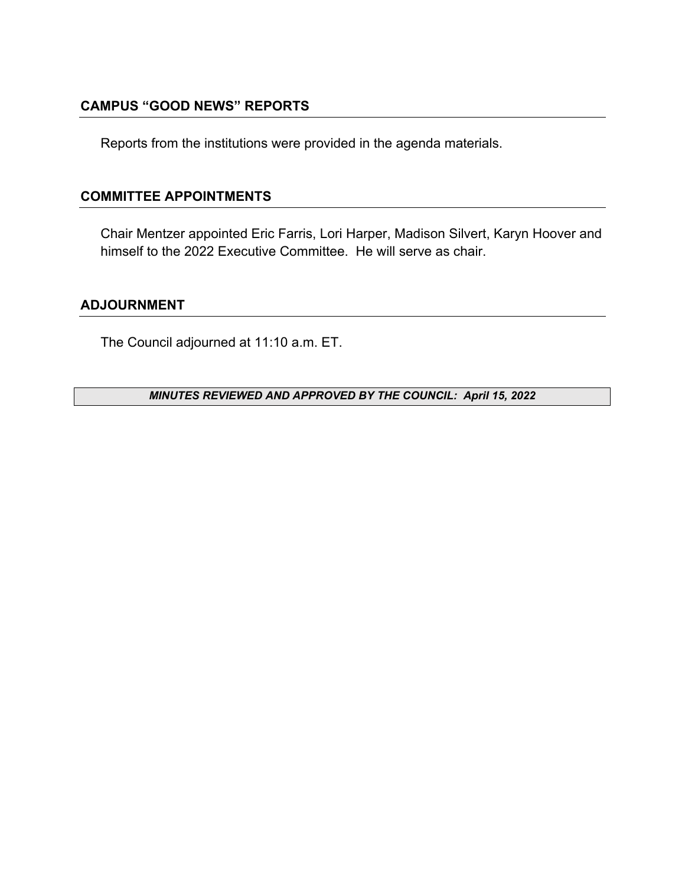## CAMPUS "GOOD NEWS" REPORTS

Reports from the institutions were provided in the agenda materials.

## COMMITTEE APPOINTMENTS

Chair Mentzer appointed Eric Farris, Lori Harper, Madison Silvert, Karyn Hoover and himself to the 2022 Executive Committee. He will serve as chair.

## ADJOURNMENT

The Council adjourned at 11:10 a.m. ET.

***MINUTES REVIEWED AND APPROVED BY THE COUNCIL: April 15, 2022***